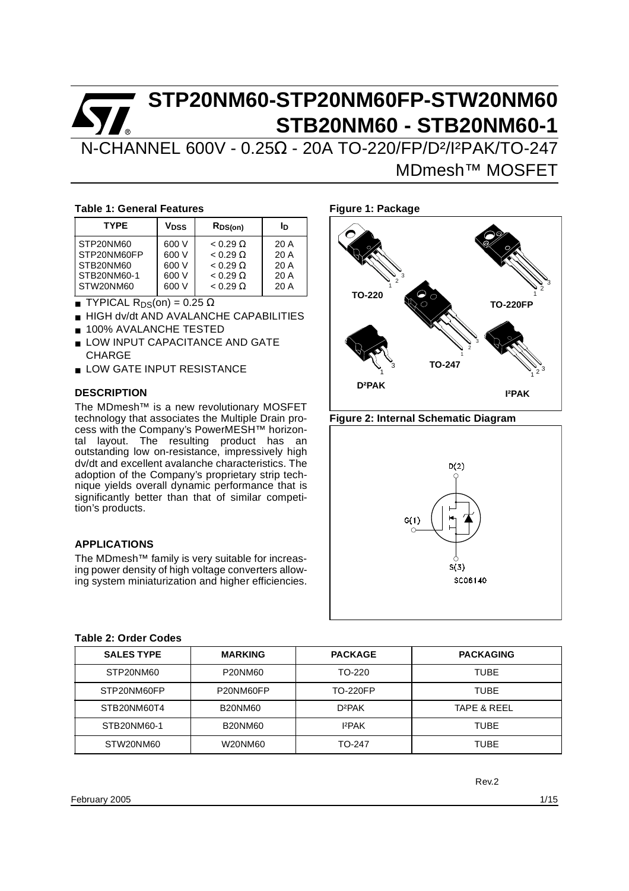# STP20NM60-STP20NM60FP-STW20NM60 STB20NM60 - STB20NM60-1

## N-CHANNEL 600V - 0.25Ω - 20A TO-220/FP/D²/I²PAK/TO-247 MDmesh™ MOSFET

**Table 1: General Features**

| TYPE | $V_{DSS}$ | $R_{DS(on)}$ | $I_D$ |
|---|---|---|---|
| STP20NM60 | 600 V | < 0.29 Ω | 20 A |
| STP20NM60FP | 600 V | < 0.29 Ω | 20 A |
| STB20NM60 | 600 V | < 0.29 Ω | 20 A |
| STB20NM60-1 | 600 V | < 0.29 Ω | 20 A |
| STW20NM60 | 600 V | < 0.29 Ω | 20 A |

- TYPICAL $R_{DS}$(on) = 0.25 Ω
- HIGH dv/dt AND AVALANCHE CAPABILITIES
- 100% AVALANCHE TESTED
- LOW INPUT CAPACITANCE AND GATE CHARGE
- LOW GATE INPUT RESISTANCE

**Figure 1: Package**

TO-220, TO-220FP, TO-247, D²PAK, I²PAK

**Figure 2: Internal Schematic Diagram**

D(2), G(1), S(3)

SC06140

### DESCRIPTION

The MDmesh™ is a new revolutionary MOSFET technology that associates the Multiple Drain process with the Company's PowerMESH™ horizontal layout. The resulting product has an outstanding low on-resistance, impressively high dv/dt and excellent avalanche characteristics. The adoption of the Company's proprietary strip technique yields overall dynamic performance that is significantly better than that of similar competition's products.

### APPLICATIONS

The MDmesh™ family is very suitable for increasing power density of high voltage converters allowing system miniaturization and higher efficiencies.

**Table 2: Order Codes**

| SALES TYPE | MARKING | PACKAGE | PACKAGING |
|---|---|---|---|
| STP20NM60 | P20NM60 | TO-220 | TUBE |
| STP20NM60FP | P20NM60FP | TO-220FP | TUBE |
| STB20NM60T4 | B20NM60 | D²PAK | TAPE & REEL |
| STB20NM60-1 | B20NM60 | I²PAK | TUBE |
| STW20NM60 | W20NM60 | TO-247 | TUBE |

Rev.2

February 2005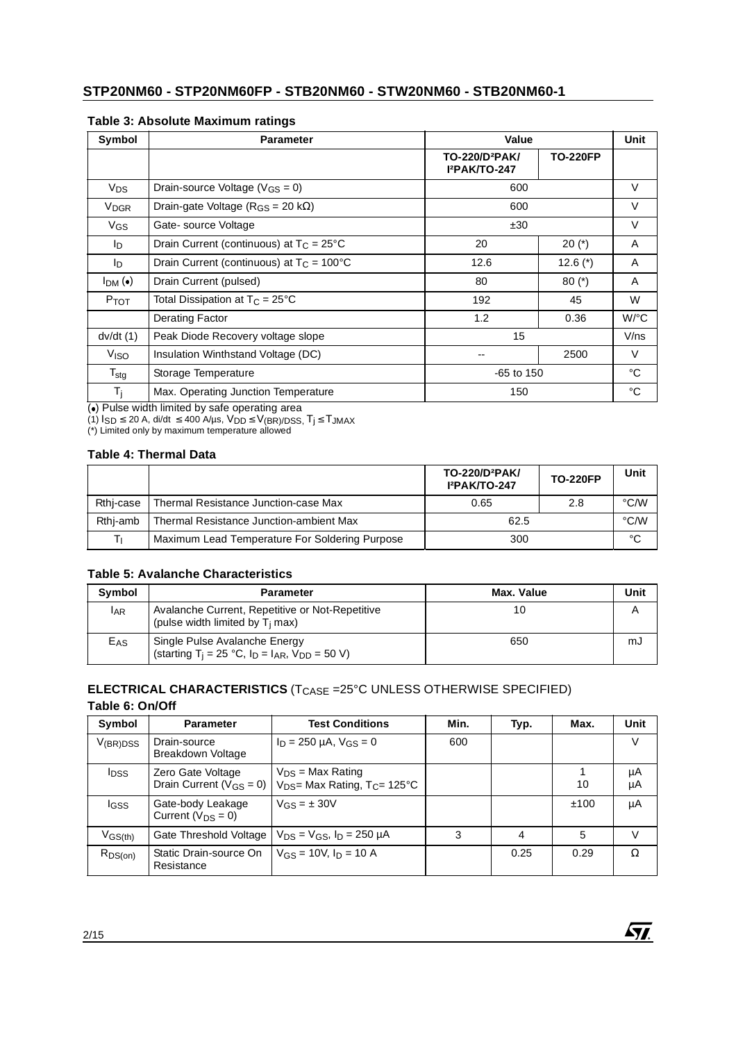### Table 3: Absolute Maximum ratings

| Symbol | Parameter | Value | | Unit |
|---|---|---|---|---|
| | | TO-220/D²PAK/ I²PAK/TO-247 | TO-220FP | |
| $V_{DS}$ | Drain-source Voltage ($V_{GS}$ = 0) | 600 | | V |
| $V_{DGR}$ | Drain-gate Voltage ($R_{GS}$ = 20 kΩ) | 600 | | V |
| $V_{GS}$ | Gate- source Voltage | ±30 | | V |
| $I_D$ | Drain Current (continuous) at $T_C$ = 25°C | 20 | 20 (*) | A |
| $I_D$ | Drain Current (continuous) at $T_C$ = 100°C | 12.6 | 12.6 (*) | A |
| $I_{DM}$ (•) | Drain Current (pulsed) | 80 | 80 (*) | A |
| $P_{TOT}$ | Total Dissipation at $T_C$ = 25°C | 192 | 45 | W |
| | Derating Factor | 1.2 | 0.36 | W/°C |
| dv/dt (1) | Peak Diode Recovery voltage slope | 15 | | V/ns |
| $V_{ISO}$ | Insulation Winthstand Voltage (DC) | -- | 2500 | V |
| $T_{stg}$ | Storage Temperature | -65 to 150 | | °C |
| $T_j$ | Max. Operating Junction Temperature | 150 | | °C |

(•) Pulse width limited by safe operating area
(1) $I_{SD} \leq$ 20 A, di/dt $\leq$ 400 A/µs, $V_{DD} \leq V_{(BR)DSS}$, $T_j \leq T_{JMAX}$
(*) Limited only by maximum temperature allowed

### Table 4: Thermal Data

| | | TO-220/D²PAK/ I²PAK/TO-247 | TO-220FP | Unit |
|---|---|---|---|---|
| Rthj-case | Thermal Resistance Junction-case Max | 0.65 | 2.8 | °C/W |
| Rthj-amb | Thermal Resistance Junction-ambient Max | 62.5 | | °C/W |
| $T_l$ | Maximum Lead Temperature For Soldering Purpose | 300 | | °C |

### Table 5: Avalanche Characteristics

| Symbol | Parameter | Max. Value | Unit |
|---|---|---|---|
| $I_{AR}$ | Avalanche Current, Repetitive or Not-Repetitive (pulse width limited by $T_j$ max) | 10 | A |
| $E_{AS}$ | Single Pulse Avalanche Energy (starting $T_j$ = 25 °C, $I_D$ = $I_{AR}$, $V_{DD}$ = 50 V) | 650 | mJ |

### ELECTRICAL CHARACTERISTICS ($T_{CASE}$ =25°C UNLESS OTHERWISE SPECIFIED)

### Table 6: On/Off

| Symbol | Parameter | Test Conditions | Min. | Typ. | Max. | Unit |
|---|---|---|---|---|---|---|
| $V_{(BR)DSS}$ | Drain-source Breakdown Voltage | $I_D$ = 250 µA, $V_{GS}$ = 0 | 600 | | | V |
| $I_{DSS}$ | Zero Gate Voltage Drain Current ($V_{GS}$ = 0) | $V_{DS}$ = Max Rating<br>$V_{DS}$= Max Rating, $T_C$= 125°C | | | 1<br>10 | µA<br>µA |
| $I_{GSS}$ | Gate-body Leakage Current ($V_{DS}$ = 0) | $V_{GS}$ = ± 30V | | | ±100 | µA |
| $V_{GS(th)}$ | Gate Threshold Voltage | $V_{DS}$ = $V_{GS}$, $I_D$ = 250 µA | 3 | 4 | 5 | V |
| $R_{DS(on)}$ | Static Drain-source On Resistance | $V_{GS}$ = 10V, $I_D$ = 10 A | | 0.25 | 0.29 | Ω |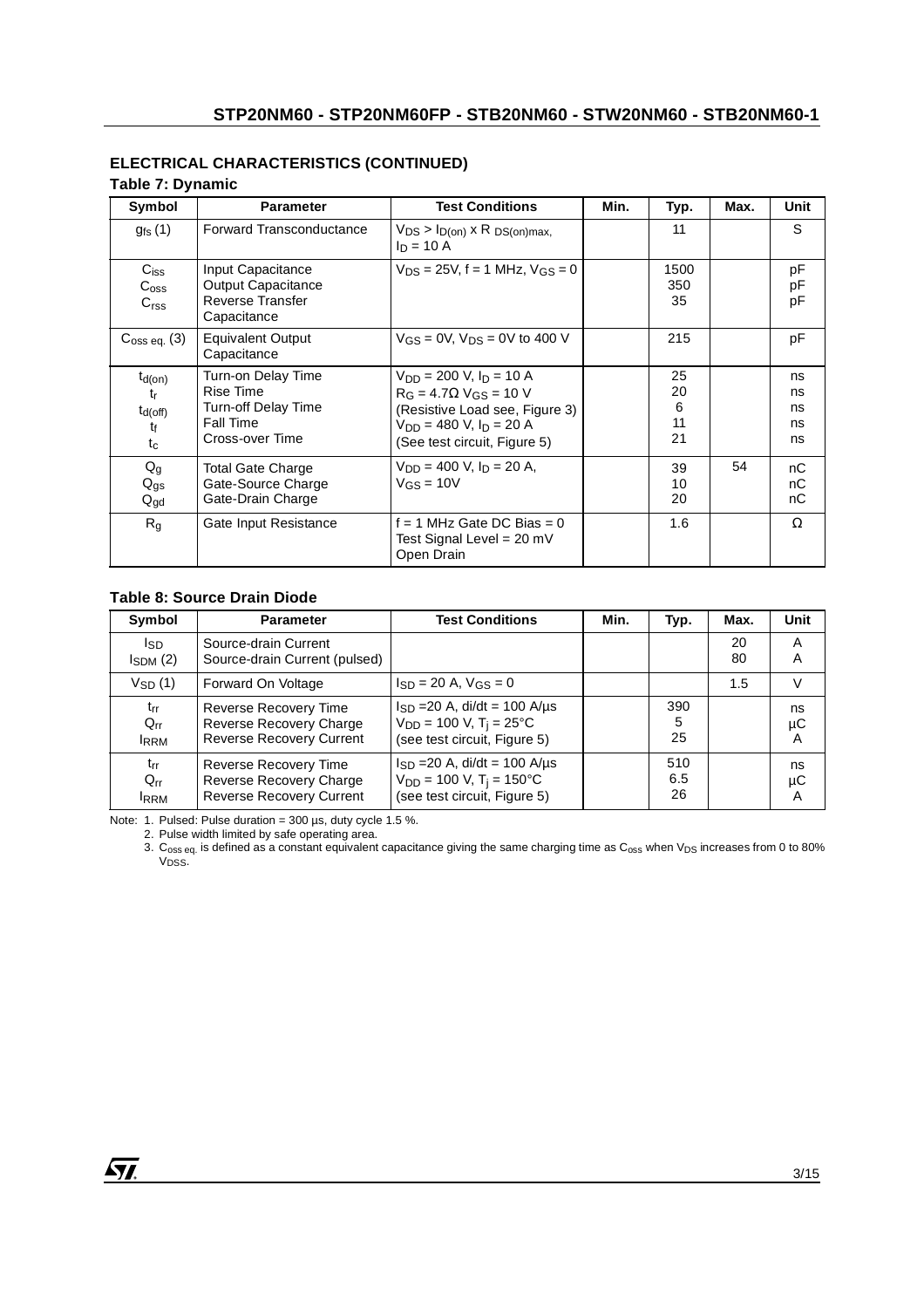## ELECTRICAL CHARACTERISTICS (CONTINUED)

### Table 7: Dynamic

| Symbol | Parameter | Test Conditions | Min. | Typ. | Max. | Unit |
|---|---|---|---|---|---|---|
| $g_{fs}$ (1) | Forward Transconductance | $V_{DS} > I_{D(on)} \times R_{DS(on)max}$, $I_D = 10$ A | | 11 | | S |
| $C_{iss}$<br>$C_{oss}$<br>$C_{rss}$ | Input Capacitance<br>Output Capacitance<br>Reverse Transfer Capacitance | $V_{DS} = 25$V, f = 1 MHz, $V_{GS} = 0$ | | 1500<br>350<br>35 | | pF<br>pF<br>pF |
| $C_{oss\ eq.}$ (3) | Equivalent Output Capacitance | $V_{GS} = 0$V, $V_{DS} = 0$V to 400 V | | 215 | | pF |
| $t_{d(on)}$<br>$t_r$<br>$t_{d(off)}$<br>$t_f$<br>$t_c$ | Turn-on Delay Time<br>Rise Time<br>Turn-off Delay Time<br>Fall Time<br>Cross-over Time | $V_{DD} = 200$ V, $I_D = 10$ A<br>$R_G = 4.7\Omega$ $V_{GS} = 10$ V<br>(Resistive Load see, Figure 3)<br>$V_{DD} = 480$ V, $I_D = 20$ A<br>(See test circuit, Figure 5) | | 25<br>20<br>6<br>11<br>21 | | ns<br>ns<br>ns<br>ns<br>ns |
| $Q_g$<br>$Q_{gs}$<br>$Q_{gd}$ | Total Gate Charge<br>Gate-Source Charge<br>Gate-Drain Charge | $V_{DD} = 400$ V, $I_D = 20$ A,<br>$V_{GS} = 10$V | | 39<br>10<br>20 | 54 | nC<br>nC<br>nC |
| $R_g$ | Gate Input Resistance | f = 1 MHz Gate DC Bias = 0<br>Test Signal Level = 20 mV<br>Open Drain | | 1.6 | | Ω |

### Table 8: Source Drain Diode

| Symbol | Parameter | Test Conditions | Min. | Typ. | Max. | Unit |
|---|---|---|---|---|---|---|
| $I_{SD}$<br>$I_{SDM}$ (2) | Source-drain Current<br>Source-drain Current (pulsed) | | | | 20<br>80 | A<br>A |
| $V_{SD}$ (1) | Forward On Voltage | $I_{SD} = 20$ A, $V_{GS} = 0$ | | | 1.5 | V |
| $t_{rr}$<br>$Q_{rr}$<br>$I_{RRM}$ | Reverse Recovery Time<br>Reverse Recovery Charge<br>Reverse Recovery Current | $I_{SD} = 20$ A, di/dt = 100 A/µs<br>$V_{DD} = 100$ V, $T_j = 25°C$<br>(see test circuit, Figure 5) | | 390<br>5<br>25 | | ns<br>µC<br>A |
| $t_{rr}$<br>$Q_{rr}$<br>$I_{RRM}$ | Reverse Recovery Time<br>Reverse Recovery Charge<br>Reverse Recovery Current | $I_{SD} = 20$ A, di/dt = 100 A/µs<br>$V_{DD} = 100$ V, $T_j = 150°C$<br>(see test circuit, Figure 5) | | 510<br>6.5<br>26 | | ns<br>µC<br>A |

Note: 1. Pulsed: Pulse duration = 300 µs, duty cycle 1.5 %.
2. Pulse width limited by safe operating area.
3. $C_{oss\ eq.}$ is defined as a constant equivalent capacitance giving the same charging time as $C_{oss}$ when $V_{DS}$ increases from 0 to 80% $V_{DSS}$.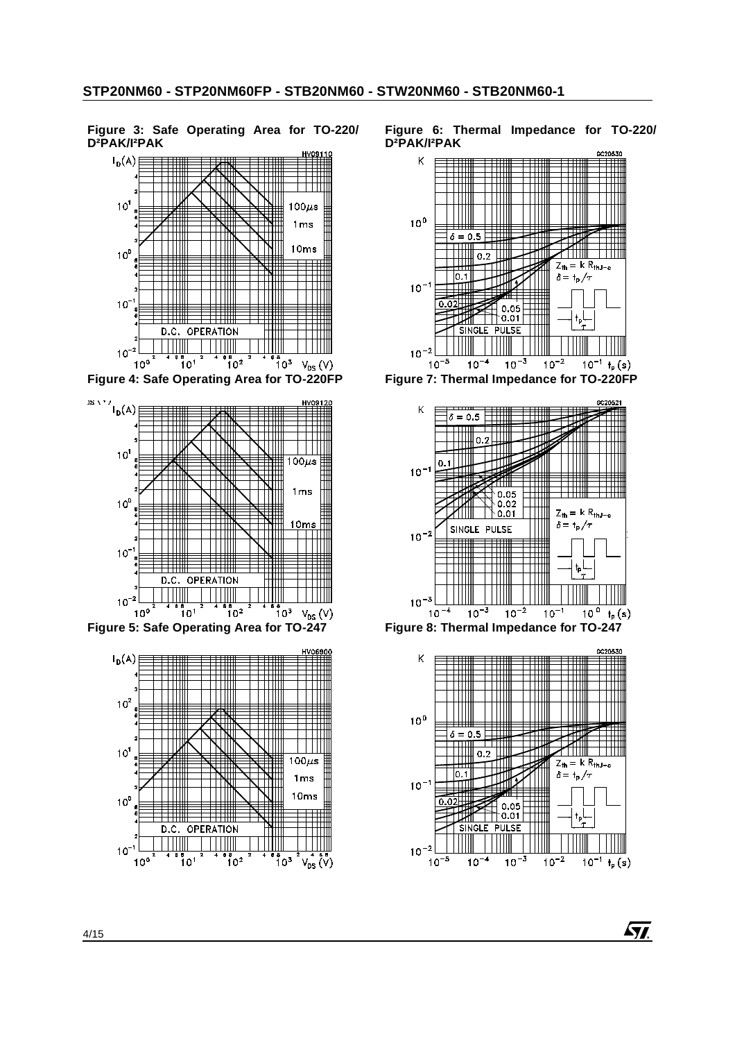**Figure 3: Safe Operating Area for TO-220/ D²PAK/I²PAK**

**Figure 6: Thermal Impedance for TO-220/ D²PAK/I²PAK**

**Figure 4: Safe Operating Area for TO-220FP**

**Figure 7: Thermal Impedance for TO-220FP**

**Figure 5: Safe Operating Area for TO-247**

**Figure 8: Thermal Impedance for TO-247**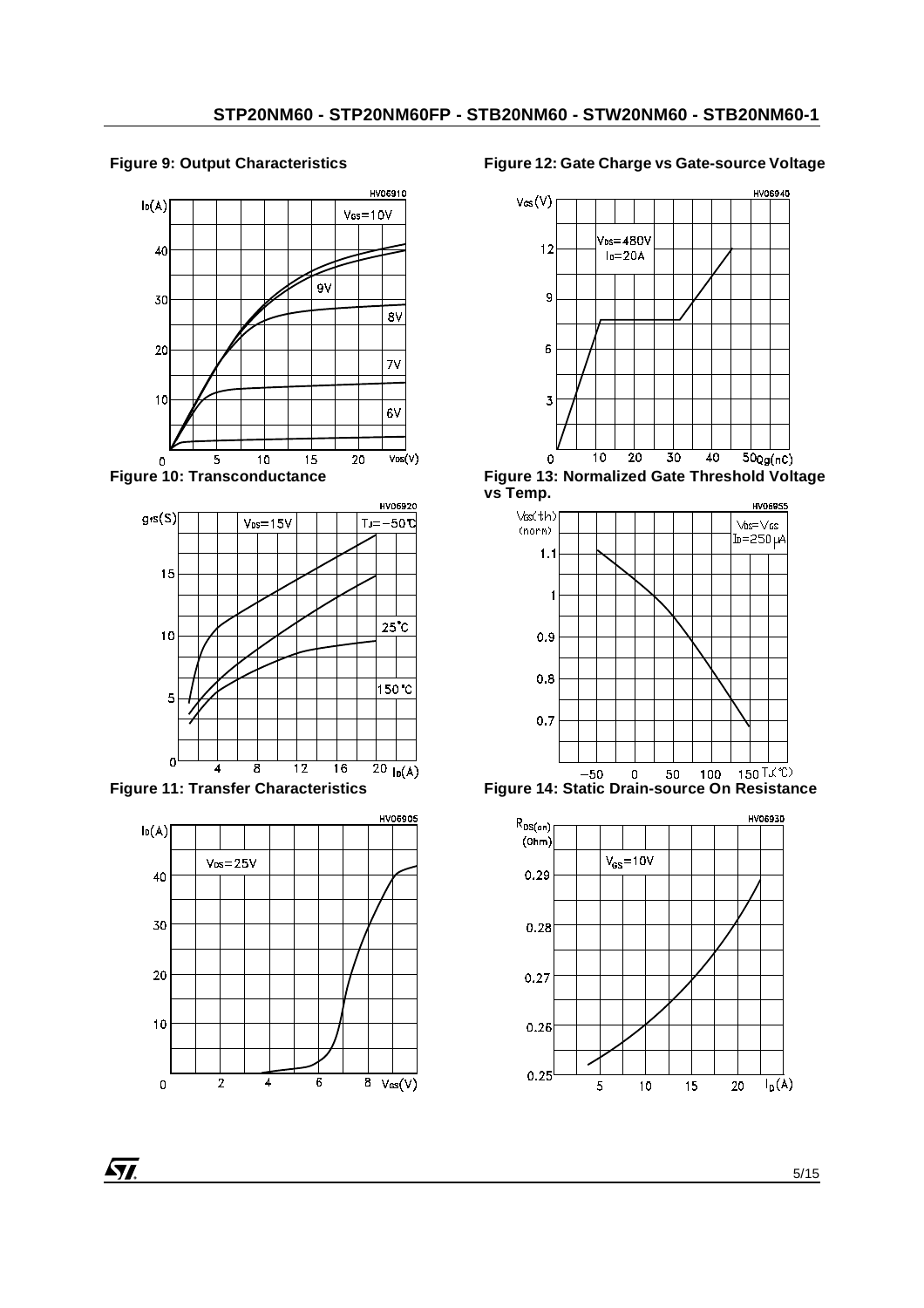**Figure 9: Output Characteristics**

**Figure 10: Transconductance**

**Figure 11: Transfer Characteristics**

**Figure 12: Gate Charge vs Gate-source Voltage**

**Figure 13: Normalized Gate Threshold Voltage vs Temp.**

**Figure 14: Static Drain-source On Resistance**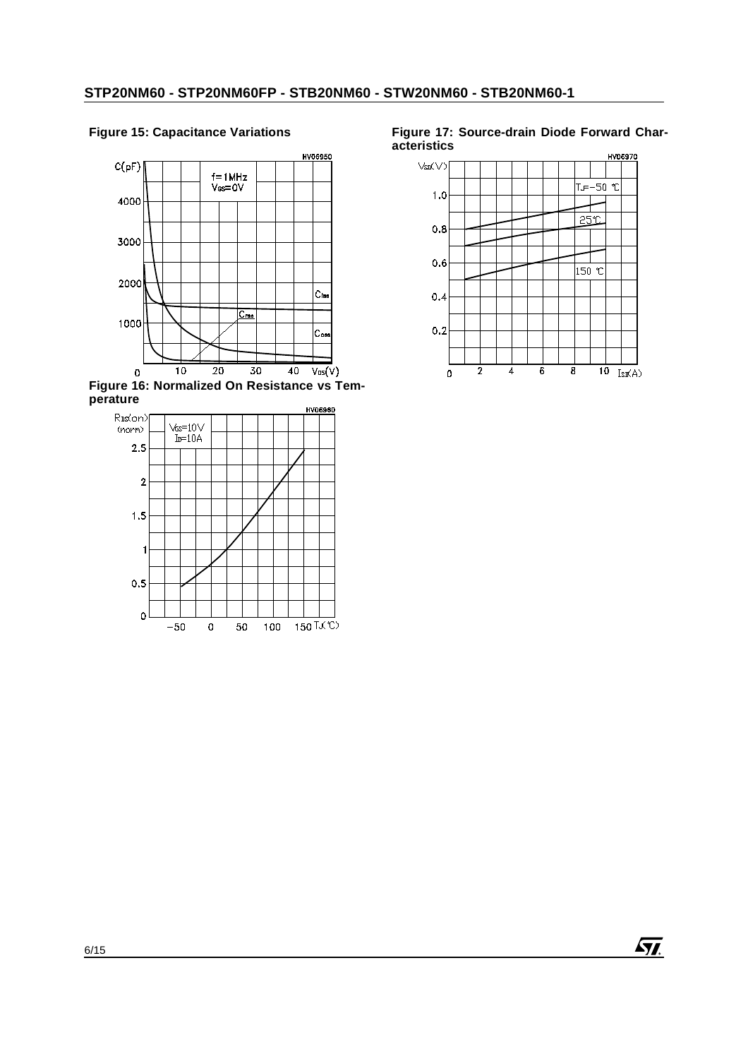**Figure 15: Capacitance Variations**

**Figure 16: Normalized On Resistance vs Temperature**

**Figure 17: Source-drain Diode Forward Characteristics**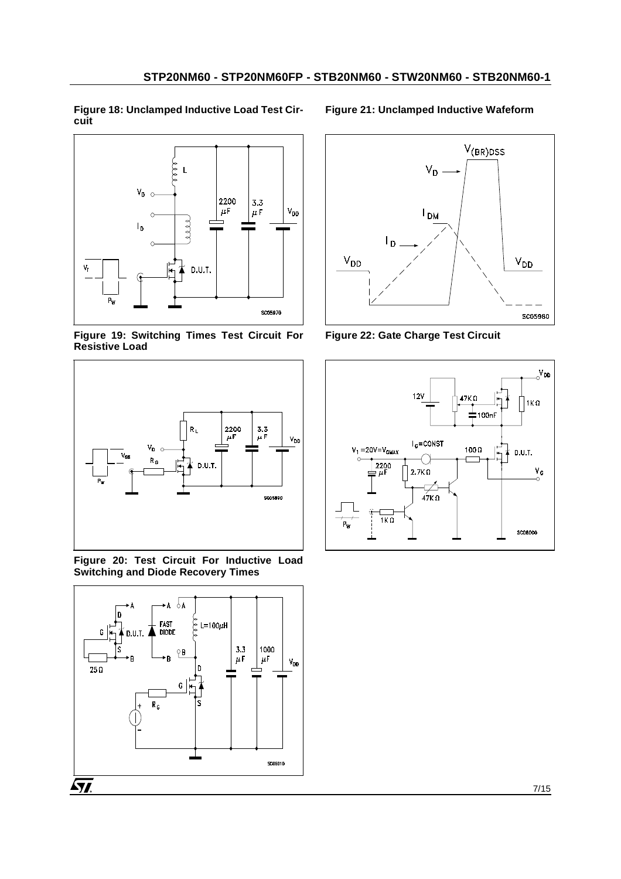**Figure 18: Unclamped Inductive Load Test Circuit**

**Figure 19: Switching Times Test Circuit For Resistive Load**

**Figure 20: Test Circuit For Inductive Load Switching and Diode Recovery Times**

**Figure 21: Unclamped Inductive Wafeform**

**Figure 22: Gate Charge Test Circuit**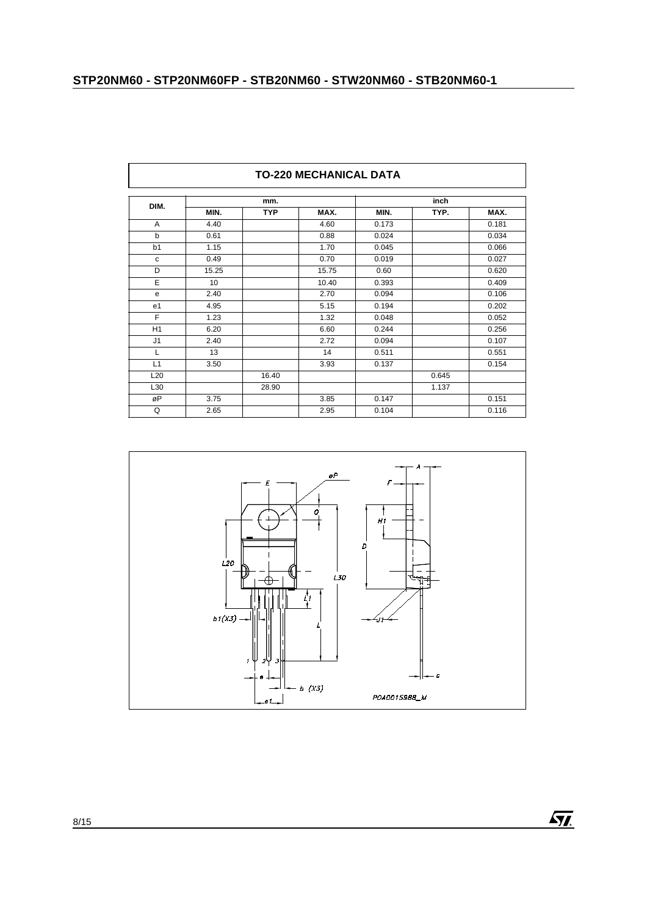## TO-220 MECHANICAL DATA

| DIM. | mm. | | | inch | | |
|---|---|---|---|---|---|---|
| | MIN. | TYP | MAX. | MIN. | TYP. | MAX. |
| A | 4.40 | | 4.60 | 0.173 | | 0.181 |
| b | 0.61 | | 0.88 | 0.024 | | 0.034 |
| b1 | 1.15 | | 1.70 | 0.045 | | 0.066 |
| c | 0.49 | | 0.70 | 0.019 | | 0.027 |
| D | 15.25 | | 15.75 | 0.60 | | 0.620 |
| E | 10 | | 10.40 | 0.393 | | 0.409 |
| e | 2.40 | | 2.70 | 0.094 | | 0.106 |
| e1 | 4.95 | | 5.15 | 0.194 | | 0.202 |
| F | 1.23 | | 1.32 | 0.048 | | 0.052 |
| H1 | 6.20 | | 6.60 | 0.244 | | 0.256 |
| J1 | 2.40 | | 2.72 | 0.094 | | 0.107 |
| L | 13 | | 14 | 0.511 | | 0.551 |
| L1 | 3.50 | | 3.93 | 0.137 | | 0.154 |
| L20 | | 16.40 | | | 0.645 | |
| L30 | | 28.90 | | | 1.137 | |
| øP | 3.75 | | 3.85 | 0.147 | | 0.151 |
| Q | 2.65 | | 2.95 | 0.104 | | 0.116 |

P0A0015988_M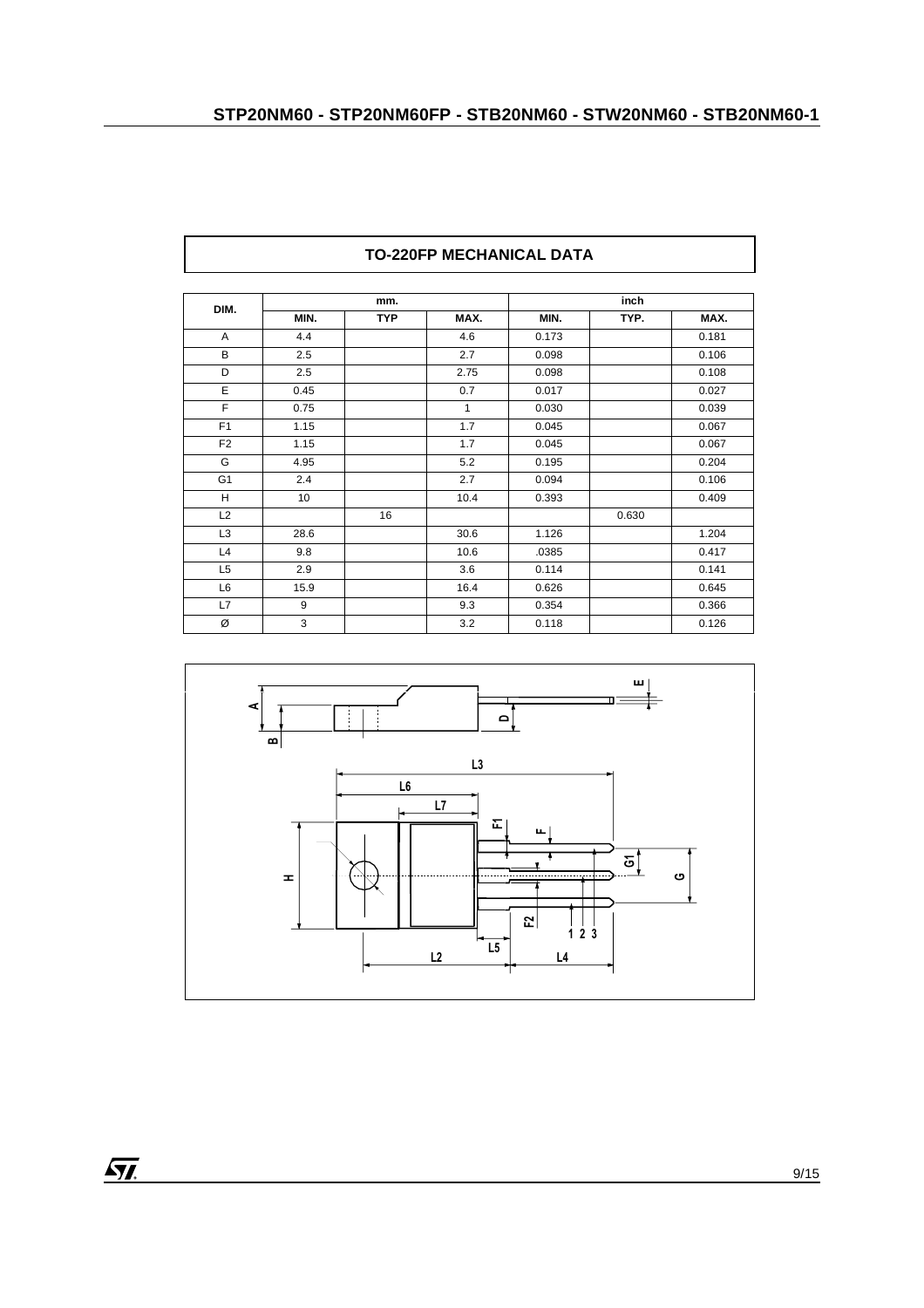## TO-220FP MECHANICAL DATA

| DIM. | mm. | | | inch | | |
|---|---|---|---|---|---|---|
| | MIN. | TYP | MAX. | MIN. | TYP. | MAX. |
| A | 4.4 | | 4.6 | 0.173 | | 0.181 |
| B | 2.5 | | 2.7 | 0.098 | | 0.106 |
| D | 2.5 | | 2.75 | 0.098 | | 0.108 |
| E | 0.45 | | 0.7 | 0.017 | | 0.027 |
| F | 0.75 | | 1 | 0.030 | | 0.039 |
| F1 | 1.15 | | 1.7 | 0.045 | | 0.067 |
| F2 | 1.15 | | 1.7 | 0.045 | | 0.067 |
| G | 4.95 | | 5.2 | 0.195 | | 0.204 |
| G1 | 2.4 | | 2.7 | 0.094 | | 0.106 |
| H | 10 | | 10.4 | 0.393 | | 0.409 |
| L2 | | 16 | | | 0.630 | |
| L3 | 28.6 | | 30.6 | 1.126 | | 1.204 |
| L4 | 9.8 | | 10.6 | .0385 | | 0.417 |
| L5 | 2.9 | | 3.6 | 0.114 | | 0.141 |
| L6 | 15.9 | | 16.4 | 0.626 | | 0.645 |
| L7 | 9 | | 9.3 | 0.354 | | 0.366 |
| Ø | 3 | | 3.2 | 0.118 | | 0.126 |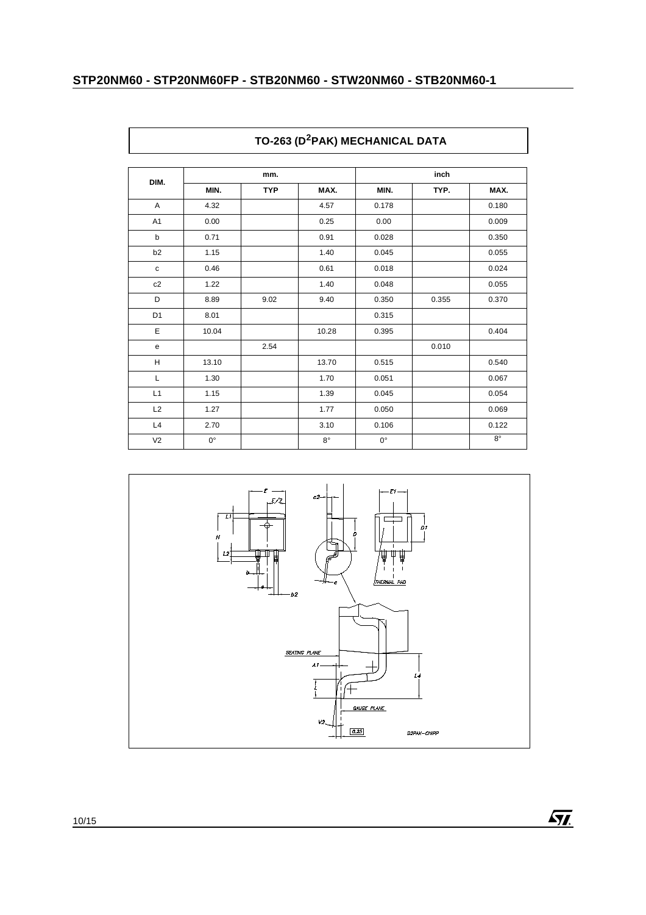## TO-263 (D²PAK) MECHANICAL DATA

| DIM. | mm. | | | inch | | |
|---|---|---|---|---|---|---|
| | MIN. | TYP | MAX. | MIN. | TYP. | MAX. |
| A | 4.32 | | 4.57 | 0.178 | | 0.180 |
| A1 | 0.00 | | 0.25 | 0.00 | | 0.009 |
| b | 0.71 | | 0.91 | 0.028 | | 0.350 |
| b2 | 1.15 | | 1.40 | 0.045 | | 0.055 |
| c | 0.46 | | 0.61 | 0.018 | | 0.024 |
| c2 | 1.22 | | 1.40 | 0.048 | | 0.055 |
| D | 8.89 | 9.02 | 9.40 | 0.350 | 0.355 | 0.370 |
| D1 | 8.01 | | | 0.315 | | |
| E | 10.04 | | 10.28 | 0.395 | | 0.404 |
| e | | 2.54 | | | 0.010 | |
| H | 13.10 | | 13.70 | 0.515 | | 0.540 |
| L | 1.30 | | 1.70 | 0.051 | | 0.067 |
| L1 | 1.15 | | 1.39 | 0.045 | | 0.054 |
| L2 | 1.27 | | 1.77 | 0.050 | | 0.069 |
| L4 | 2.70 | | 3.10 | 0.106 | | 0.122 |
| V2 | 0° | | 8° | 0° | | 8° |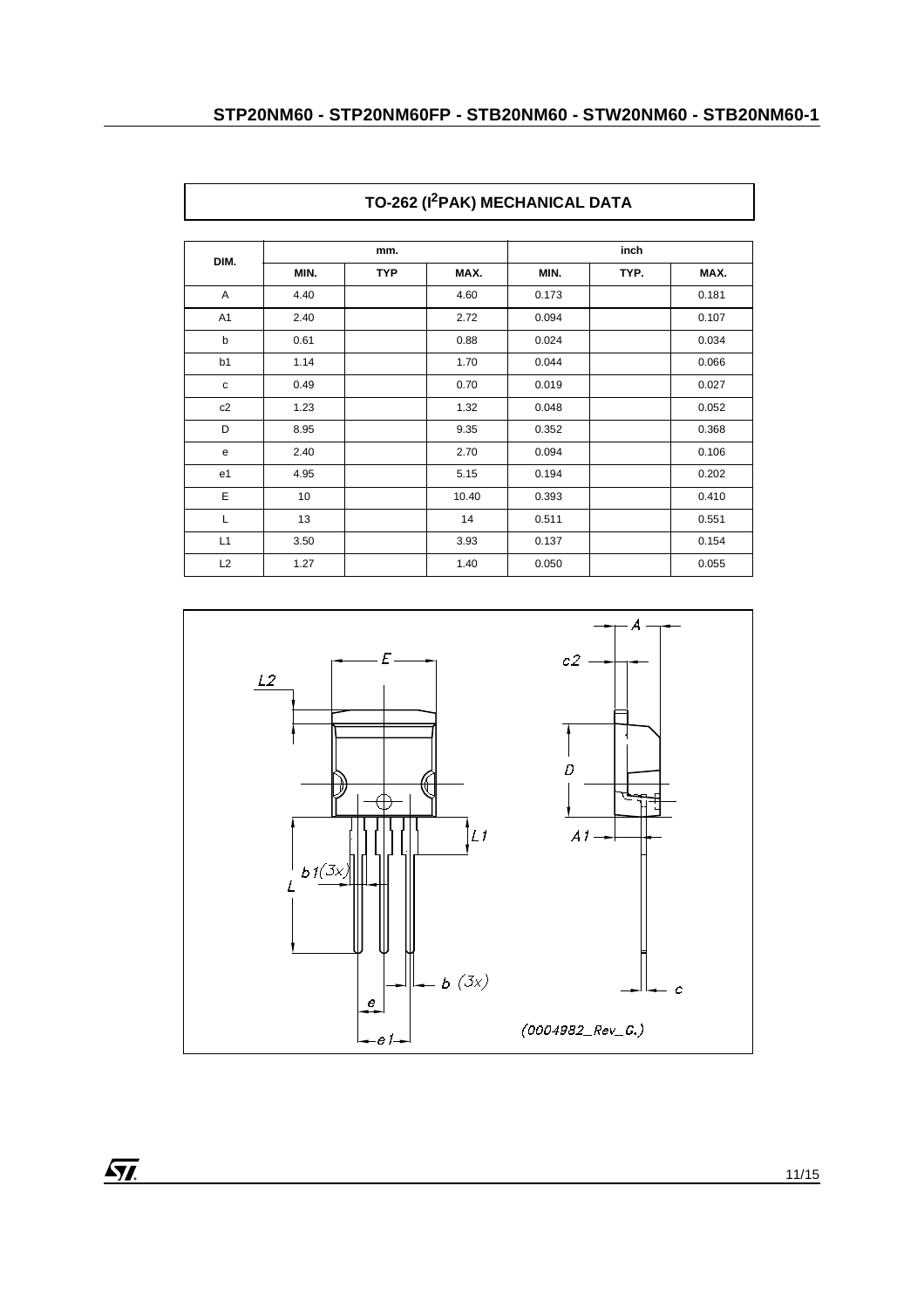## TO-262 (I[2]PAK) MECHANICAL DATA

| DIM. | mm. | | | inch | | |
|---|---|---|---|---|---|---|
| | MIN. | TYP | MAX. | MIN. | TYP. | MAX. |
| A | 4.40 | | 4.60 | 0.173 | | 0.181 |
| A1 | 2.40 | | 2.72 | 0.094 | | 0.107 |
| b | 0.61 | | 0.88 | 0.024 | | 0.034 |
| b1 | 1.14 | | 1.70 | 0.044 | | 0.066 |
| c | 0.49 | | 0.70 | 0.019 | | 0.027 |
| c2 | 1.23 | | 1.32 | 0.048 | | 0.052 |
| D | 8.95 | | 9.35 | 0.352 | | 0.368 |
| e | 2.40 | | 2.70 | 0.094 | | 0.106 |
| e1 | 4.95 | | 5.15 | 0.194 | | 0.202 |
| E | 10 | | 10.40 | 0.393 | | 0.410 |
| L | 13 | | 14 | 0.511 | | 0.551 |
| L1 | 3.50 | | 3.93 | 0.137 | | 0.154 |
| L2 | 1.27 | | 1.40 | 0.050 | | 0.055 |

(0004982_Rev_C.)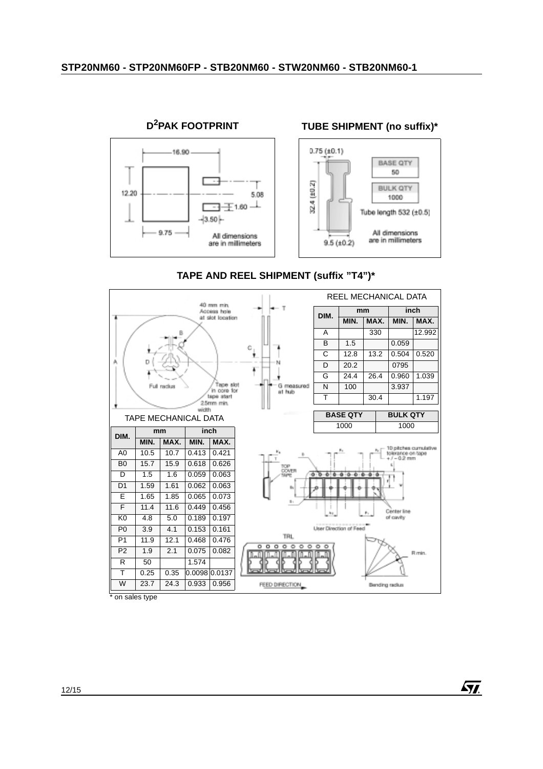## D²PAK FOOTPRINT

All dimensions are in millimeters

## TUBE SHIPMENT (no suffix)*

| BASE QTY | BULK QTY |
|---|---|
| 50 | 1000 |

Tube length 532 (±0.5)

All dimensions are in millimeters

## TAPE AND REEL SHIPMENT (suffix "T4")*

REEL MECHANICAL DATA

| DIM. | mm MIN. | mm MAX. | inch MIN. | inch MAX. |
|---|---|---|---|---|
| A | | 330 | | 12.992 |
| B | 1.5 | | 0.059 | |
| C | 12.8 | 13.2 | 0.504 | 0.520 |
| D | 20.2 | | 0795 | |
| G | 24.4 | 26.4 | 0.960 | 1.039 |
| N | 100 | | 3.937 | |
| T | | 30.4 | | 1.197 |

| BASE QTY | BULK QTY |
|---|---|
| 1000 | 1000 |

TAPE MECHANICAL DATA

| DIM. | mm MIN. | mm MAX. | inch MIN. | inch MAX. |
|---|---|---|---|---|
| A0 | 10.5 | 10.7 | 0.413 | 0.421 |
| B0 | 15.7 | 15.9 | 0.618 | 0.626 |
| D | 1.5 | 1.6 | 0.059 | 0.063 |
| D1 | 1.59 | 1.61 | 0.062 | 0.063 |
| E | 1.65 | 1.85 | 0.065 | 0.073 |
| F | 11.4 | 11.6 | 0.449 | 0.456 |
| K0 | 4.8 | 5.0 | 0.189 | 0.197 |
| P0 | 3.9 | 4.1 | 0.153 | 0.161 |
| P1 | 11.9 | 12.1 | 0.468 | 0.476 |
| P2 | 1.9 | 2.1 | 0.075 | 0.082 |
| R | 50 | | 1.574 | |
| T | 0.25 | 0.35 | 0.0098 | 0.0137 |
| W | 23.7 | 24.3 | 0.933 | 0.956 |

\* on sales type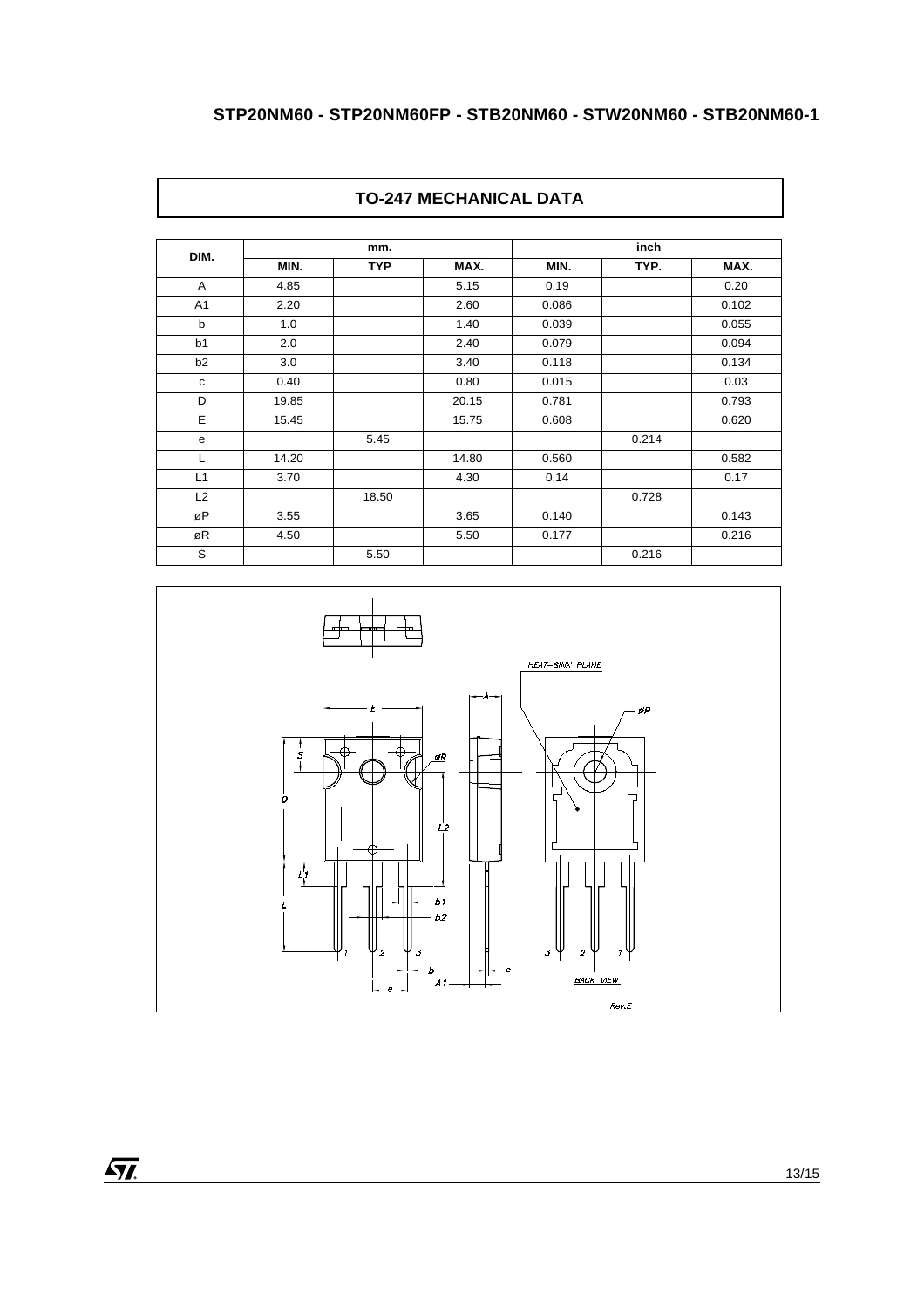## TO-247 MECHANICAL DATA

| DIM. | mm. | | | inch | | |
|---|---|---|---|---|---|---|
| | MIN. | TYP | MAX. | MIN. | TYP. | MAX. |
| A | 4.85 | | 5.15 | 0.19 | | 0.20 |
| A1 | 2.20 | | 2.60 | 0.086 | | 0.102 |
| b | 1.0 | | 1.40 | 0.039 | | 0.055 |
| b1 | 2.0 | | 2.40 | 0.079 | | 0.094 |
| b2 | 3.0 | | 3.40 | 0.118 | | 0.134 |
| c | 0.40 | | 0.80 | 0.015 | | 0.03 |
| D | 19.85 | | 20.15 | 0.781 | | 0.793 |
| E | 15.45 | | 15.75 | 0.608 | | 0.620 |
| e | | 5.45 | | | 0.214 | |
| L | 14.20 | | 14.80 | 0.560 | | 0.582 |
| L1 | 3.70 | | 4.30 | 0.14 | | 0.17 |
| L2 | | 18.50 | | | 0.728 | |
| øP | 3.55 | | 3.65 | 0.140 | | 0.143 |
| øR | 4.50 | | 5.50 | 0.177 | | 0.216 |
| S | | 5.50 | | | 0.216 | |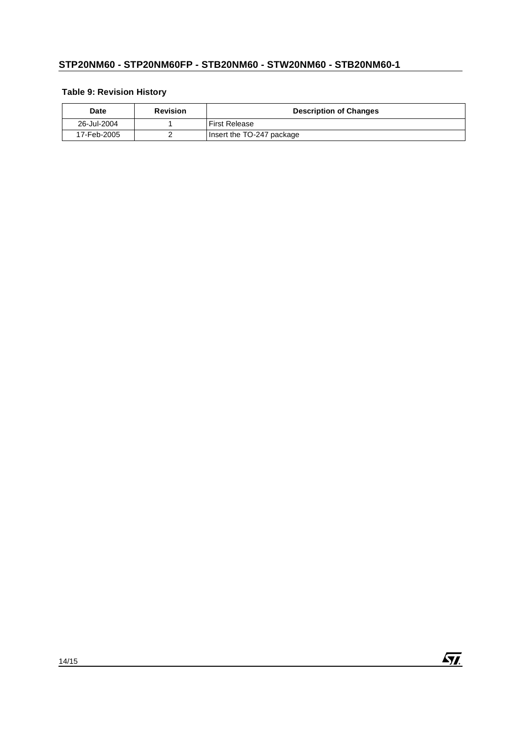**Table 9: Revision History**

| Date | Revision | Description of Changes |
|---|---|---|
| 26-Jul-2004 | 1 | First Release |
| 17-Feb-2005 | 2 | Insert the TO-247 package |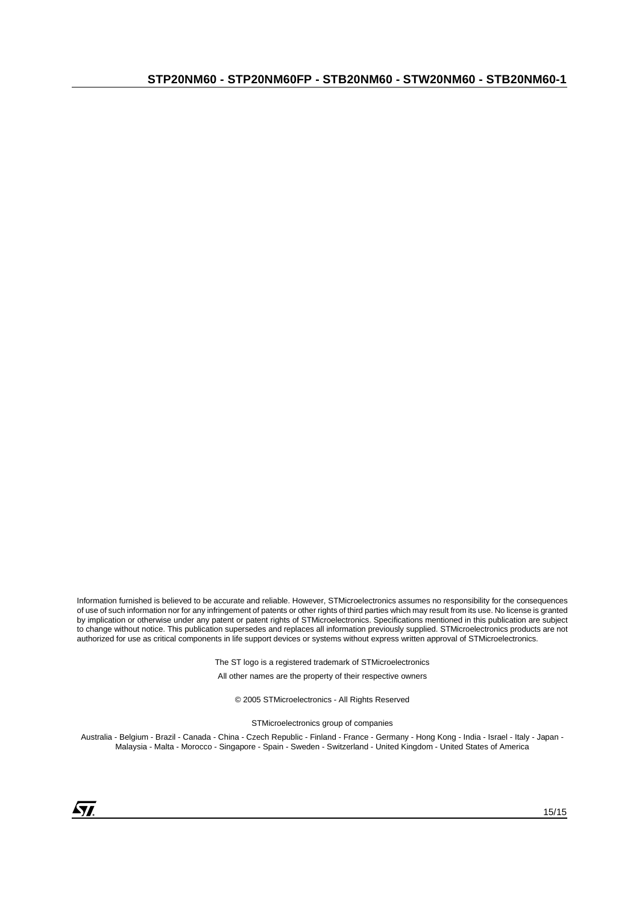Information furnished is believed to be accurate and reliable. However, STMicroelectronics assumes no responsibility for the consequences of use of such information nor for any infringement of patents or other rights of third parties which may result from its use. No license is granted by implication or otherwise under any patent or patent rights of STMicroelectronics. Specifications mentioned in this publication are subject to change without notice. This publication supersedes and replaces all information previously supplied. STMicroelectronics products are not authorized for use as critical components in life support devices or systems without express written approval of STMicroelectronics.

The ST logo is a registered trademark of STMicroelectronics

All other names are the property of their respective owners

© 2005 STMicroelectronics - All Rights Reserved

STMicroelectronics group of companies

Australia - Belgium - Brazil - Canada - China - Czech Republic - Finland - France - Germany - Hong Kong - India - Israel - Italy - Japan - Malaysia - Malta - Morocco - Singapore - Spain - Sweden - Switzerland - United Kingdom - United States of America